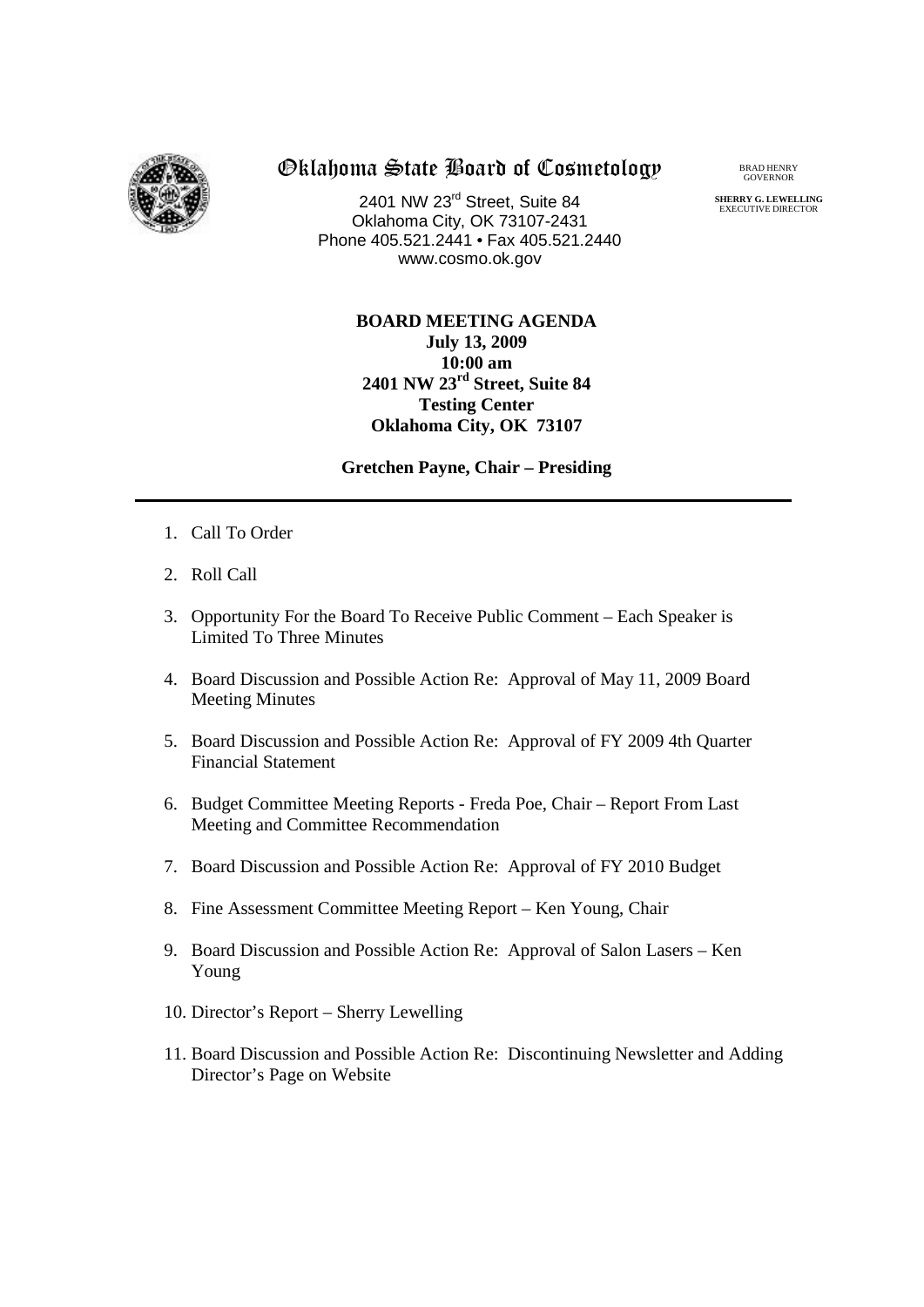# Oklahoma State Board of Cosmetology

2401 NW 23rd Street, Suite 84
Oklahoma City, OK 73107-2431
Phone 405.521.2441 • Fax 405.521.2440
www.cosmo.ok.gov

BRAD HENRY
GOVERNOR

**SHERRY G. LEWELLING**
EXECUTIVE DIRECTOR

**BOARD MEETING AGENDA**
**July 13, 2009**
**10:00 am**
**2401 NW 23rd Street, Suite 84**
**Testing Center**
**Oklahoma City, OK 73107**

**Gretchen Payne, Chair – Presiding**

---

1. Call To Order
2. Roll Call
3. Opportunity For the Board To Receive Public Comment – Each Speaker is Limited To Three Minutes
4. Board Discussion and Possible Action Re: Approval of May 11, 2009 Board Meeting Minutes
5. Board Discussion and Possible Action Re: Approval of FY 2009 4th Quarter Financial Statement
6. Budget Committee Meeting Reports - Freda Poe, Chair – Report From Last Meeting and Committee Recommendation
7. Board Discussion and Possible Action Re: Approval of FY 2010 Budget
8. Fine Assessment Committee Meeting Report – Ken Young, Chair
9. Board Discussion and Possible Action Re: Approval of Salon Lasers – Ken Young
10. Director's Report – Sherry Lewelling
11. Board Discussion and Possible Action Re: Discontinuing Newsletter and Adding Director's Page on Website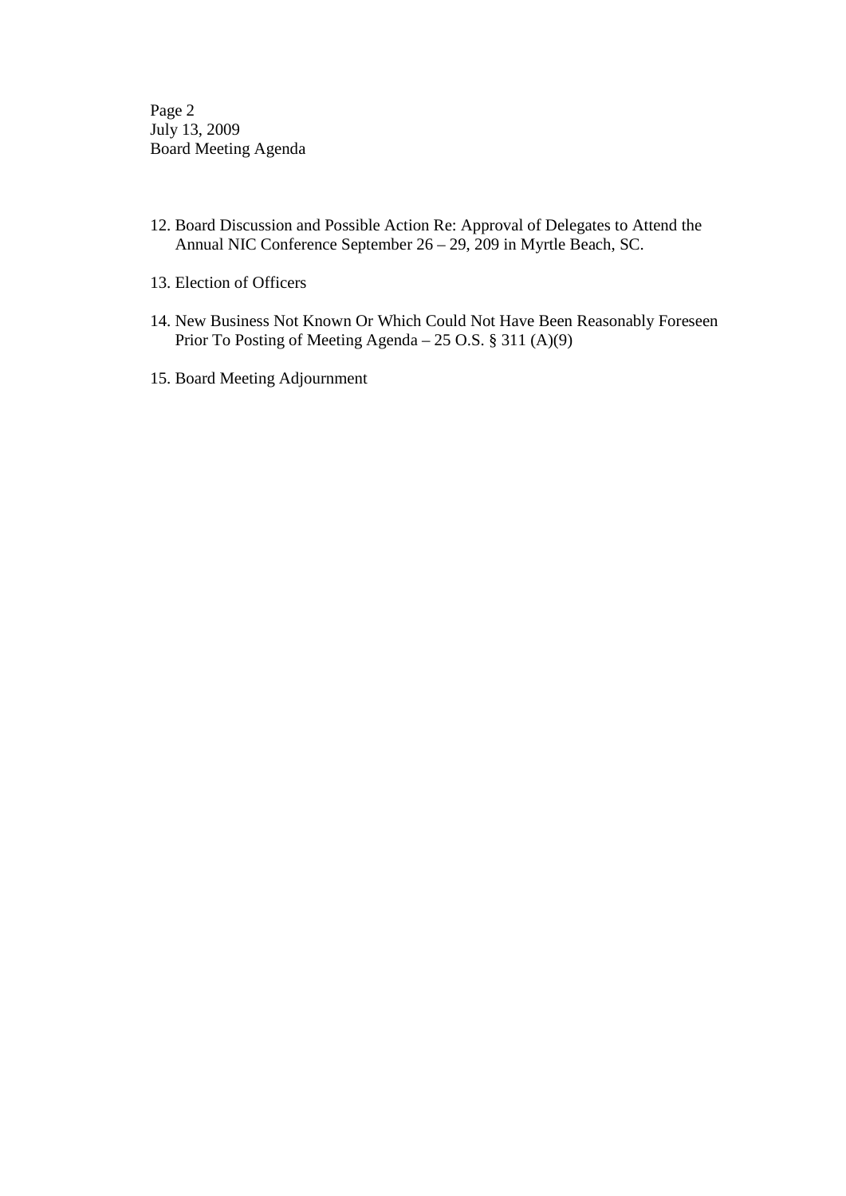12. Board Discussion and Possible Action Re: Approval of Delegates to Attend the Annual NIC Conference September 26 – 29, 209 in Myrtle Beach, SC.

13. Election of Officers

14. New Business Not Known Or Which Could Not Have Been Reasonably Foreseen Prior To Posting of Meeting Agenda – 25 O.S. § 311 (A)(9)

15. Board Meeting Adjournment